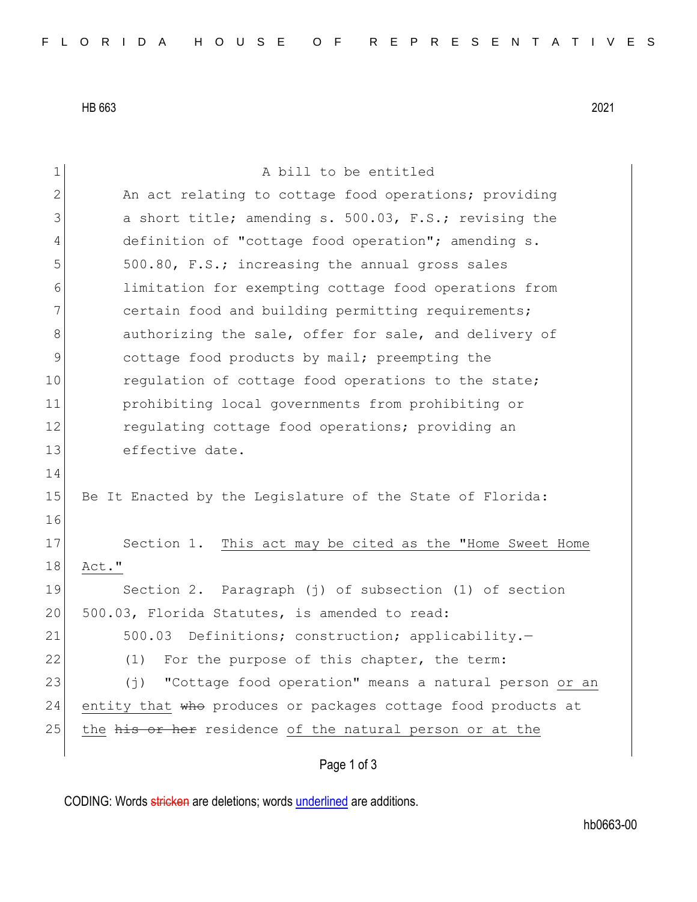HB 663 2021

A bill to be entitled

An act relating to cottage food operations; providing a short title; amending s. 500.03, F.S.; revising the definition of "cottage food operation"; amending s. 500.80, F.S.; increasing the annual gross sales limitation for exempting cottage food operations from certain food and building permitting requirements; authorizing the sale, offer for sale, and delivery of cottage food products by mail; preempting the regulation of cottage food operations to the state; prohibiting local governments from prohibiting or regulating cottage food operations; providing an effective date.

Be It Enacted by the Legislature of the State of Florida:

Section 1. <u>This act may be cited as the "Home Sweet Home Act."</u>

Section 2. Paragraph (j) of subsection (1) of section 500.03, Florida Statutes, is amended to read:

500.03 Definitions; construction; applicability.—

(1) For the purpose of this chapter, the term:

(j) "Cottage food operation" means a natural person <u>or an entity that</u> ~~who~~ produces or packages cottage food products at <u>the</u> ~~his or her~~ residence <u>of the natural person or at the</u>

CODING: Words ~~stricken~~ are deletions; words <u>underlined</u> are additions.

hb0663-00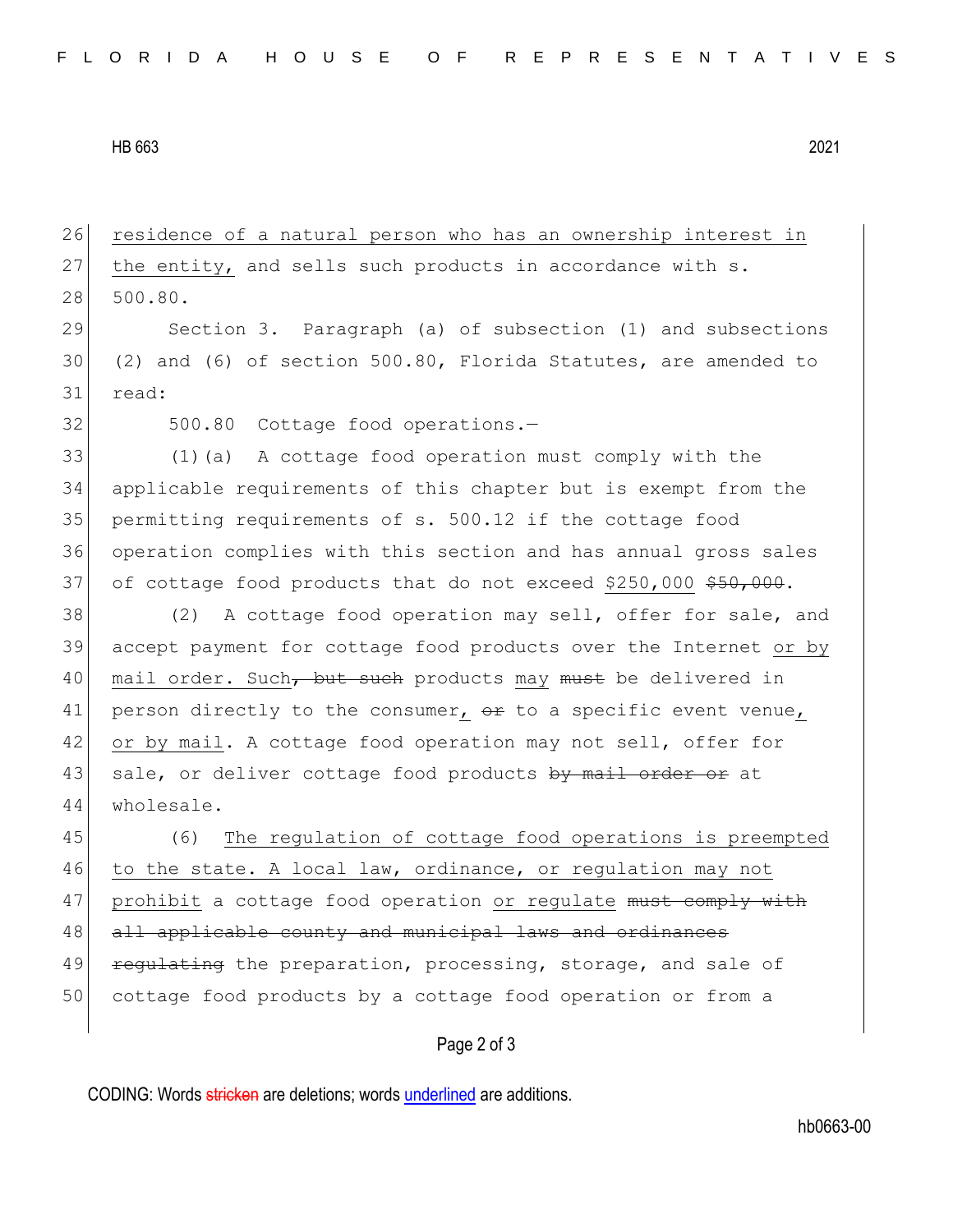residence of a natural person who has an ownership interest in the entity, and sells such products in accordance with s. 500.80.

Section 3. Paragraph (a) of subsection (1) and subsections (2) and (6) of section 500.80, Florida Statutes, are amended to read:

500.80 Cottage food operations.—

(1)(a) A cottage food operation must comply with the applicable requirements of this chapter but is exempt from the permitting requirements of s. 500.12 if the cottage food operation complies with this section and has annual gross sales of cottage food products that do not exceed $250,000 ~~$50,000~~.

(2) A cottage food operation may sell, offer for sale, and accept payment for cottage food products over the Internet or by mail order. Such~~, but such~~ products may ~~must~~ be delivered in person directly to the consumer, ~~or~~ to a specific event venue, or by mail. A cottage food operation may not sell, offer for sale, or deliver cottage food products ~~by mail order or~~ at wholesale.

(6) The regulation of cottage food operations is preempted to the state. A local law, ordinance, or regulation may not prohibit a cottage food operation or regulate ~~must comply with all applicable county and municipal laws and ordinances regulating~~ the preparation, processing, storage, and sale of cottage food products by a cottage food operation or from a

CODING: Words ~~stricken~~ are deletions; words underlined are additions.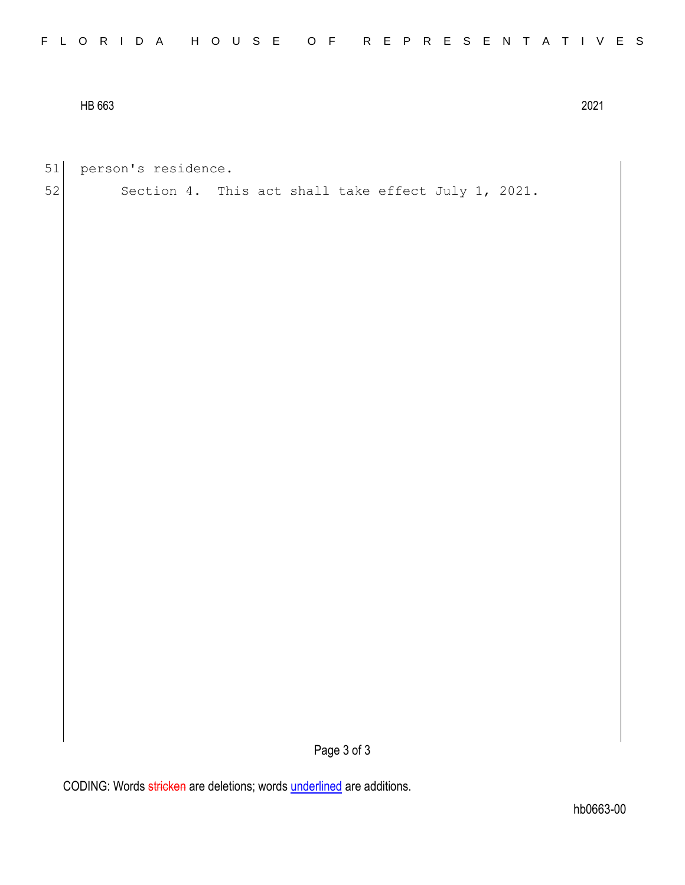person's residence.

Section 4. This act shall take effect July 1, 2021.